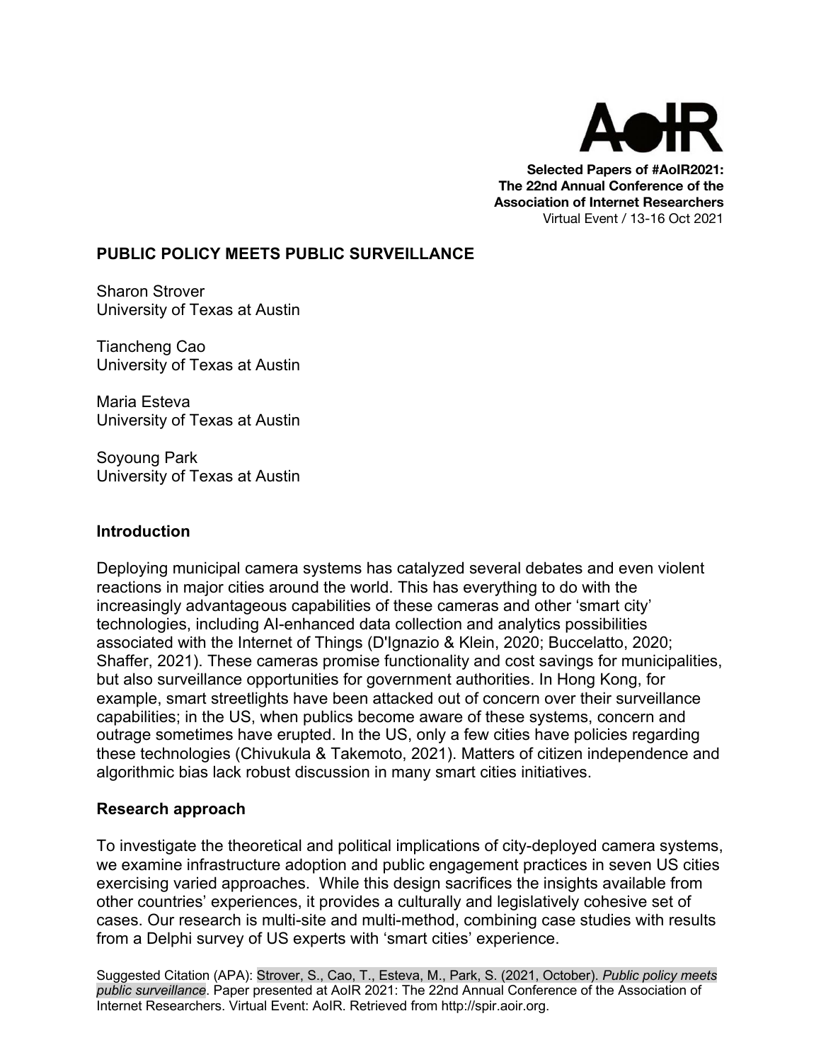Selected Papers of #AoIR2021:
The 22nd Annual Conference of the
Association of Internet Researchers
Virtual Event / 13-16 Oct 2021

# PUBLIC POLICY MEETS PUBLIC SURVEILLANCE

Sharon Strover
University of Texas at Austin

Tiancheng Cao
University of Texas at Austin

Maria Esteva
University of Texas at Austin

Soyoung Park
University of Texas at Austin

## Introduction

Deploying municipal camera systems has catalyzed several debates and even violent reactions in major cities around the world. This has everything to do with the increasingly advantageous capabilities of these cameras and other 'smart city' technologies, including AI-enhanced data collection and analytics possibilities associated with the Internet of Things (D'Ignazio & Klein, 2020; Buccelatto, 2020; Shaffer, 2021). These cameras promise functionality and cost savings for municipalities, but also surveillance opportunities for government authorities. In Hong Kong, for example, smart streetlights have been attacked out of concern over their surveillance capabilities; in the US, when publics become aware of these systems, concern and outrage sometimes have erupted. In the US, only a few cities have policies regarding these technologies (Chivukula & Takemoto, 2021). Matters of citizen independence and algorithmic bias lack robust discussion in many smart cities initiatives.

## Research approach

To investigate the theoretical and political implications of city-deployed camera systems, we examine infrastructure adoption and public engagement practices in seven US cities exercising varied approaches. While this design sacrifices the insights available from other countries' experiences, it provides a culturally and legislatively cohesive set of cases. Our research is multi-site and multi-method, combining case studies with results from a Delphi survey of US experts with 'smart cities' experience.

Suggested Citation (APA): Strover, S., Cao, T., Esteva, M., Park, S. (2021, October). *Public policy meets public surveillance*. Paper presented at AoIR 2021: The 22nd Annual Conference of the Association of Internet Researchers. Virtual Event: AoIR. Retrieved from http://spir.aoir.org.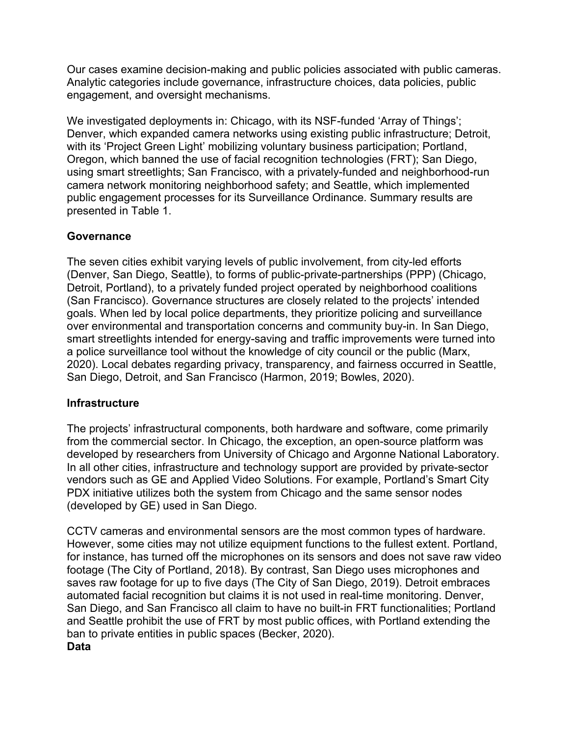Our cases examine decision-making and public policies associated with public cameras. Analytic categories include governance, infrastructure choices, data policies, public engagement, and oversight mechanisms.

We investigated deployments in: Chicago, with its NSF-funded 'Array of Things'; Denver, which expanded camera networks using existing public infrastructure; Detroit, with its 'Project Green Light' mobilizing voluntary business participation; Portland, Oregon, which banned the use of facial recognition technologies (FRT); San Diego, using smart streetlights; San Francisco, with a privately-funded and neighborhood-run camera network monitoring neighborhood safety; and Seattle, which implemented public engagement processes for its Surveillance Ordinance. Summary results are presented in Table 1.

## Governance

The seven cities exhibit varying levels of public involvement, from city-led efforts (Denver, San Diego, Seattle), to forms of public-private-partnerships (PPP) (Chicago, Detroit, Portland), to a privately funded project operated by neighborhood coalitions (San Francisco). Governance structures are closely related to the projects' intended goals. When led by local police departments, they prioritize policing and surveillance over environmental and transportation concerns and community buy-in. In San Diego, smart streetlights intended for energy-saving and traffic improvements were turned into a police surveillance tool without the knowledge of city council or the public (Marx, 2020). Local debates regarding privacy, transparency, and fairness occurred in Seattle, San Diego, Detroit, and San Francisco (Harmon, 2019; Bowles, 2020).

## Infrastructure

The projects' infrastructural components, both hardware and software, come primarily from the commercial sector. In Chicago, the exception, an open-source platform was developed by researchers from University of Chicago and Argonne National Laboratory. In all other cities, infrastructure and technology support are provided by private-sector vendors such as GE and Applied Video Solutions. For example, Portland's Smart City PDX initiative utilizes both the system from Chicago and the same sensor nodes (developed by GE) used in San Diego.

CCTV cameras and environmental sensors are the most common types of hardware. However, some cities may not utilize equipment functions to the fullest extent. Portland, for instance, has turned off the microphones on its sensors and does not save raw video footage (The City of Portland, 2018). By contrast, San Diego uses microphones and saves raw footage for up to five days (The City of San Diego, 2019). Detroit embraces automated facial recognition but claims it is not used in real-time monitoring. Denver, San Diego, and San Francisco all claim to have no built-in FRT functionalities; Portland and Seattle prohibit the use of FRT by most public offices, with Portland extending the ban to private entities in public spaces (Becker, 2020).

## Data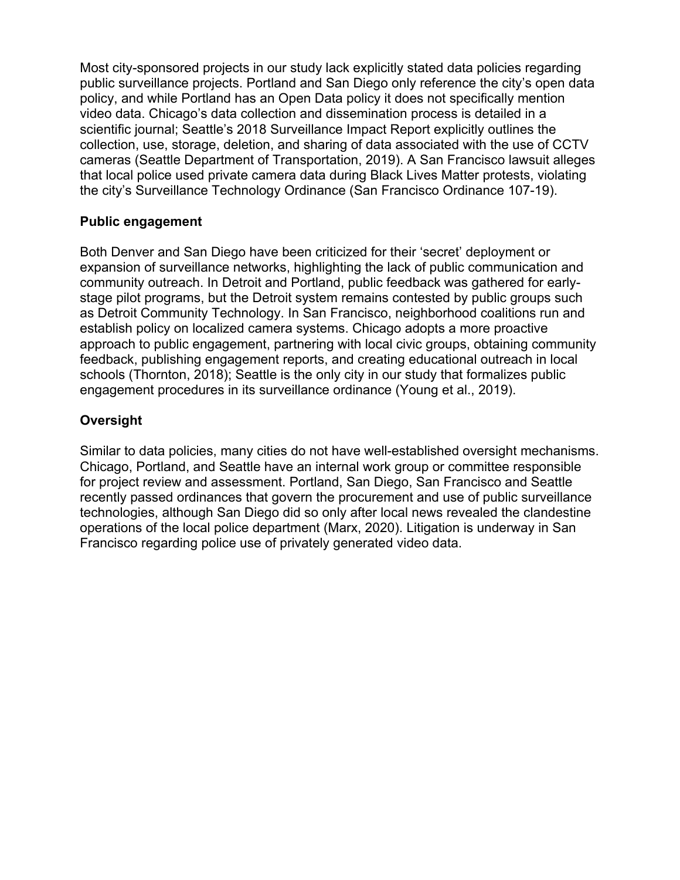Most city-sponsored projects in our study lack explicitly stated data policies regarding public surveillance projects. Portland and San Diego only reference the city's open data policy, and while Portland has an Open Data policy it does not specifically mention video data. Chicago's data collection and dissemination process is detailed in a scientific journal; Seattle's 2018 Surveillance Impact Report explicitly outlines the collection, use, storage, deletion, and sharing of data associated with the use of CCTV cameras (Seattle Department of Transportation, 2019). A San Francisco lawsuit alleges that local police used private camera data during Black Lives Matter protests, violating the city's Surveillance Technology Ordinance (San Francisco Ordinance 107-19).

## Public engagement

Both Denver and San Diego have been criticized for their 'secret' deployment or expansion of surveillance networks, highlighting the lack of public communication and community outreach. In Detroit and Portland, public feedback was gathered for early-stage pilot programs, but the Detroit system remains contested by public groups such as Detroit Community Technology. In San Francisco, neighborhood coalitions run and establish policy on localized camera systems. Chicago adopts a more proactive approach to public engagement, partnering with local civic groups, obtaining community feedback, publishing engagement reports, and creating educational outreach in local schools (Thornton, 2018); Seattle is the only city in our study that formalizes public engagement procedures in its surveillance ordinance (Young et al., 2019).

## Oversight

Similar to data policies, many cities do not have well-established oversight mechanisms. Chicago, Portland, and Seattle have an internal work group or committee responsible for project review and assessment. Portland, San Diego, San Francisco and Seattle recently passed ordinances that govern the procurement and use of public surveillance technologies, although San Diego did so only after local news revealed the clandestine operations of the local police department (Marx, 2020). Litigation is underway in San Francisco regarding police use of privately generated video data.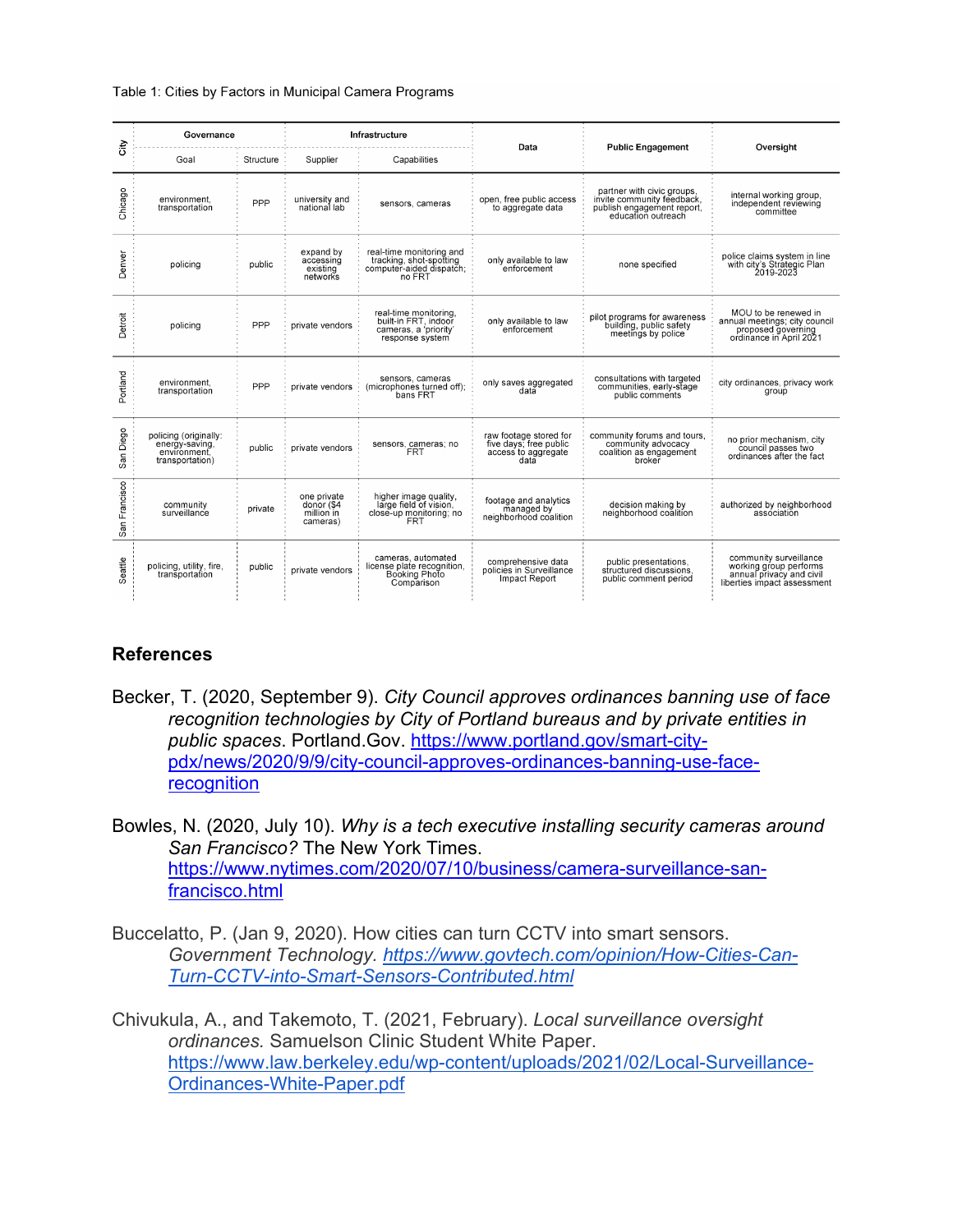Table 1: Cities by Factors in Municipal Camera Programs

| City | Governance | | Infrastructure | | Data | Public Engagement | Oversight |
|---|---|---|---|---|---|---|---|
| | Goal | Structure | Supplier | Capabilities | | | |
| Chicago | environment, transportation | PPP | university and national lab | sensors, cameras | open, free public access to aggregate data | partner with civic groups, invite community feedback, publish engagement report, education outreach | internal working group, independent reviewing committee |
| Denver | policing | public | expand by accessing existing networks | real-time monitoring and tracking, shot-spotting computer-aided dispatch; no FRT | only available to law enforcement | none specified | police claims system in line with city's Strategic Plan 2019-2023 |
| Detroit | policing | PPP | private vendors | real-time monitoring, built-in FRT, indoor cameras, a 'priority' response system | only available to law enforcement | pilot programs for awareness building, public safety meetings by police | MOU to be renewed in annual meetings; city council proposed governing ordinance in April 2021 |
| Portland | environment, transportation | PPP | private vendors | sensors, cameras (microphones turned off); bans FRT | only saves aggregated data | consultations with targeted communities, early-stage public comments | city ordinances, privacy work group |
| San Diego | policing (originally: energy-saving, environment, transportation) | public | private vendors | sensors, cameras; no FRT | raw footage stored for five days; free public access to aggregate data | community forums and tours, community advocacy coalition as engagement broker | no prior mechanism, city council passes two ordinances after the fact |
| San Francisco | community surveillance | private | one private donor ($4 million in cameras) | higher image quality, large field of vision, close-up monitoring; no FRT | footage and analytics managed by neighborhood coalition | decision making by neighborhood coalition | authorized by neighborhood association |
| Seattle | policing, utility, fire, transportation | public | private vendors | cameras, automated license plate recognition, Booking Photo Comparison | comprehensive data policies in Surveillance Impact Report | public presentations, structured discussions, public comment period | community surveillance working group performs annual privacy and civil liberties impact assessment |

## References

Becker, T. (2020, September 9). *City Council approves ordinances banning use of face recognition technologies by City of Portland bureaus and by private entities in public spaces*. Portland.Gov. https://www.portland.gov/smart-city-pdx/news/2020/9/9/city-council-approves-ordinances-banning-use-face-recognition

Bowles, N. (2020, July 10). *Why is a tech executive installing security cameras around San Francisco?* The New York Times. https://www.nytimes.com/2020/07/10/business/camera-surveillance-san-francisco.html

Buccelatto, P. (Jan 9, 2020). How cities can turn CCTV into smart sensors. *Government Technology. https://www.govtech.com/opinion/How-Cities-Can-Turn-CCTV-into-Smart-Sensors-Contributed.html*

Chivukula, A., and Takemoto, T. (2021, February). *Local surveillance oversight ordinances.* Samuelson Clinic Student White Paper. https://www.law.berkeley.edu/wp-content/uploads/2021/02/Local-Surveillance-Ordinances-White-Paper.pdf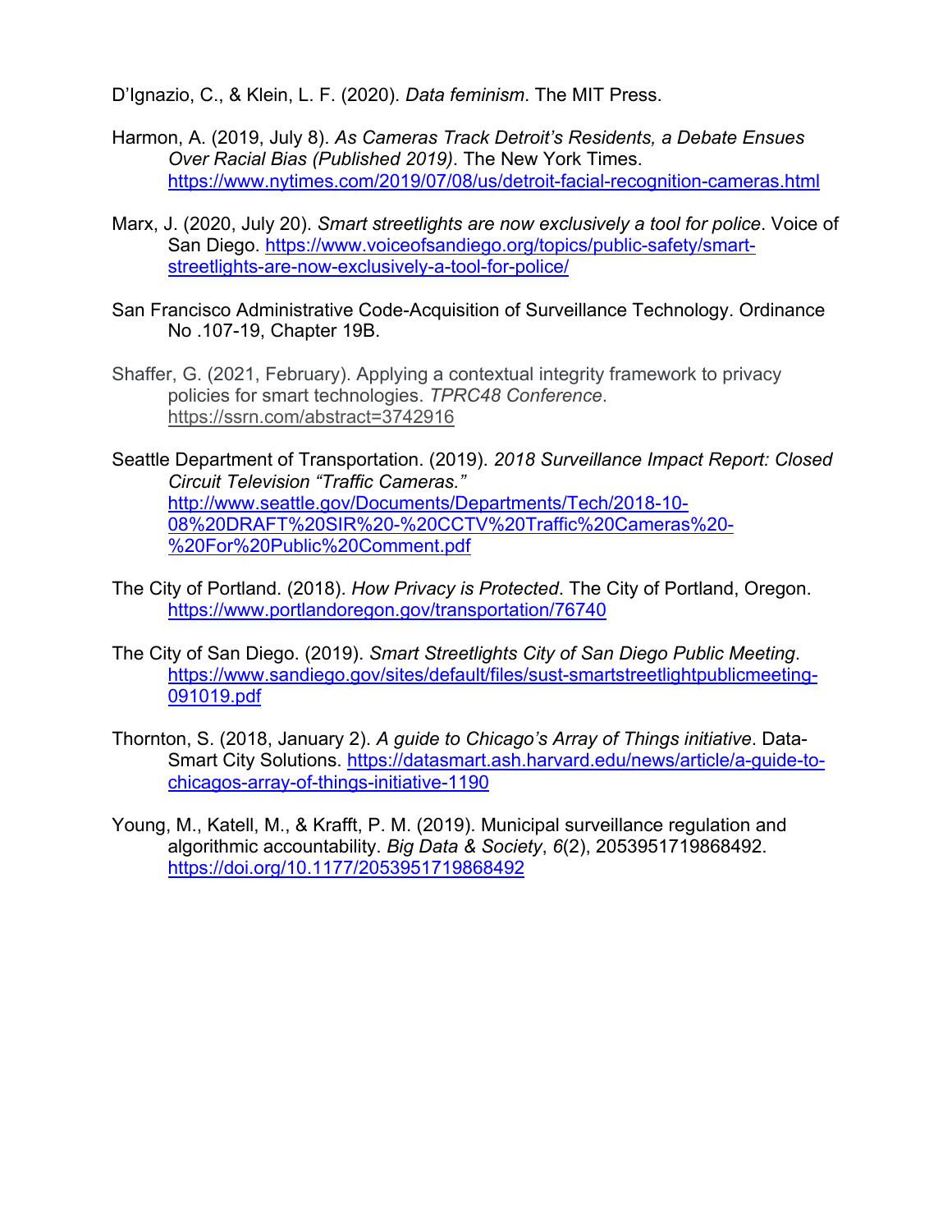D'Ignazio, C., & Klein, L. F. (2020). *Data feminism*. The MIT Press.

Harmon, A. (2019, July 8). *As Cameras Track Detroit's Residents, a Debate Ensues Over Racial Bias (Published 2019)*. The New York Times. https://www.nytimes.com/2019/07/08/us/detroit-facial-recognition-cameras.html

Marx, J. (2020, July 20). *Smart streetlights are now exclusively a tool for police*. Voice of San Diego. https://www.voiceofsandiego.org/topics/public-safety/smart-streetlights-are-now-exclusively-a-tool-for-police/

San Francisco Administrative Code-Acquisition of Surveillance Technology. Ordinance No .107-19, Chapter 19B.

Shaffer, G. (2021, February). Applying a contextual integrity framework to privacy policies for smart technologies. *TPRC48 Conference*. https://ssrn.com/abstract=3742916

Seattle Department of Transportation. (2019). *2018 Surveillance Impact Report: Closed Circuit Television "Traffic Cameras."* http://www.seattle.gov/Documents/Departments/Tech/2018-10-08%20DRAFT%20SIR%20-%20CCTV%20Traffic%20Cameras%20-%20For%20Public%20Comment.pdf

The City of Portland. (2018). *How Privacy is Protected*. The City of Portland, Oregon. https://www.portlandoregon.gov/transportation/76740

The City of San Diego. (2019). *Smart Streetlights City of San Diego Public Meeting*. https://www.sandiego.gov/sites/default/files/sust-smartstreetlightpublicmeeting-091019.pdf

Thornton, S. (2018, January 2). *A guide to Chicago's Array of Things initiative*. Data-Smart City Solutions. https://datasmart.ash.harvard.edu/news/article/a-guide-to-chicagos-array-of-things-initiative-1190

Young, M., Katell, M., & Krafft, P. M. (2019). Municipal surveillance regulation and algorithmic accountability. *Big Data & Society*, *6*(2), 2053951719868492. https://doi.org/10.1177/2053951719868492